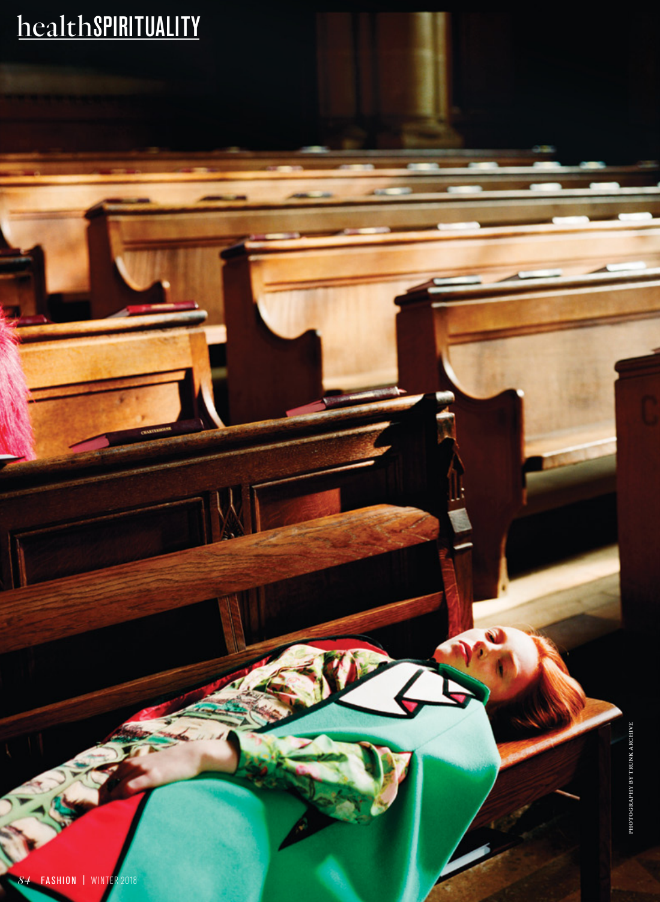PHOTOGRAPHY BY TRUNK ARCHIVE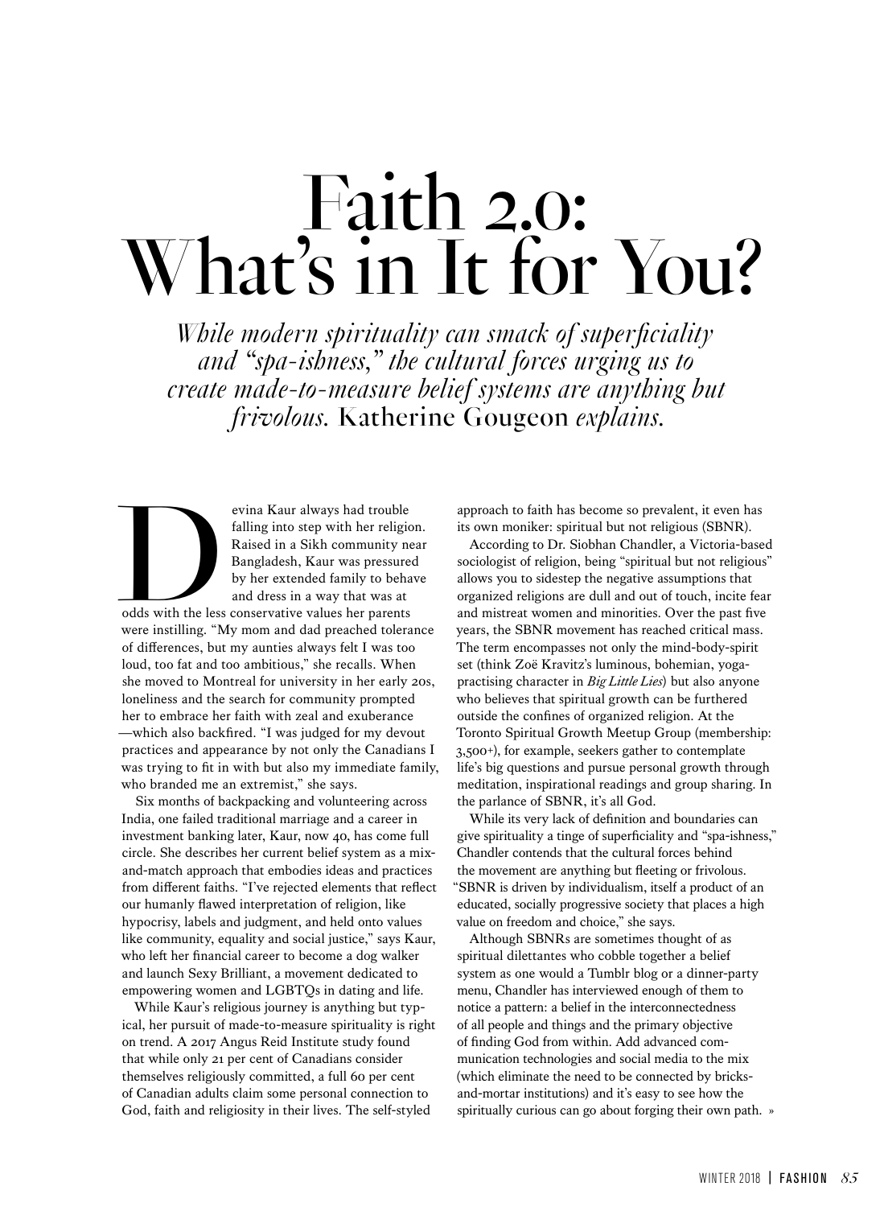# Faith 2.0: What's in It for You?

*While modern spirituality can smack of superficiality and "spa-ishness," the cultural forces urging us to create made-to-measure belief systems are anything but frivolous.* Katherine Gougeon *explains.*

Devina Kaur always had trouble falling into step with her religion. Raised in a Sikh community near Bangladesh, Kaur was pressured by her extended family to behave and dress in a way that was at odds with the less conservative values her parents were instilling. "My mom and dad preached tolerance of differences, but my aunties always felt I was too loud, too fat and too ambitious," she recalls. When she moved to Montreal for university in her early 20s, loneliness and the search for community prompted her to embrace her faith with zeal and exuberance—which also backfired. "I was judged for my devout practices and appearance by not only the Canadians I was trying to fit in with but also my immediate family, who branded me an extremist," she says.

Six months of backpacking and volunteering across India, one failed traditional marriage and a career in investment banking later, Kaur, now 40, has come full circle. She describes her current belief system as a mix-and-match approach that embodies ideas and practices from different faiths. "I've rejected elements that reflect our humanly flawed interpretation of religion, like hypocrisy, labels and judgment, and held onto values like community, equality and social justice," says Kaur, who left her financial career to become a dog walker and launch Sexy Brilliant, a movement dedicated to empowering women and LGBTQs in dating and life.

While Kaur's religious journey is anything but typical, her pursuit of made-to-measure spirituality is right on trend. A 2017 Angus Reid Institute study found that while only 21 per cent of Canadians consider themselves religiously committed, a full 60 per cent of Canadian adults claim some personal connection to God, faith and religiosity in their lives. The self-styled approach to faith has become so prevalent, it even has its own moniker: spiritual but not religious (SBNR).

According to Dr. Siobhan Chandler, a Victoria-based sociologist of religion, being "spiritual but not religious" allows you to sidestep the negative assumptions that organized religions are dull and out of touch, incite fear and mistreat women and minorities. Over the past five years, the SBNR movement has reached critical mass. The term encompasses not only the mind-body-spirit set (think Zoë Kravitz's luminous, bohemian, yoga-practising character in *Big Little Lies*) but also anyone who believes that spiritual growth can be furthered outside the confines of organized religion. At the Toronto Spiritual Growth Meetup Group (membership: 3,500+), for example, seekers gather to contemplate life's big questions and pursue personal growth through meditation, inspirational readings and group sharing. In the parlance of SBNR, it's all God.

While its very lack of definition and boundaries can give spirituality a tinge of superficiality and "spa-ishness," Chandler contends that the cultural forces behind the movement are anything but fleeting or frivolous. "SBNR is driven by individualism, itself a product of an educated, socially progressive society that places a high value on freedom and choice," she says.

Although SBNRs are sometimes thought of as spiritual dilettantes who cobble together a belief system as one would a Tumblr blog or a dinner-party menu, Chandler has interviewed enough of them to notice a pattern: a belief in the interconnectedness of all people and things and the primary objective of finding God from within. Add advanced communication technologies and social media to the mix (which eliminate the need to be connected by bricks-and-mortar institutions) and it's easy to see how the spiritually curious can go about forging their own path. »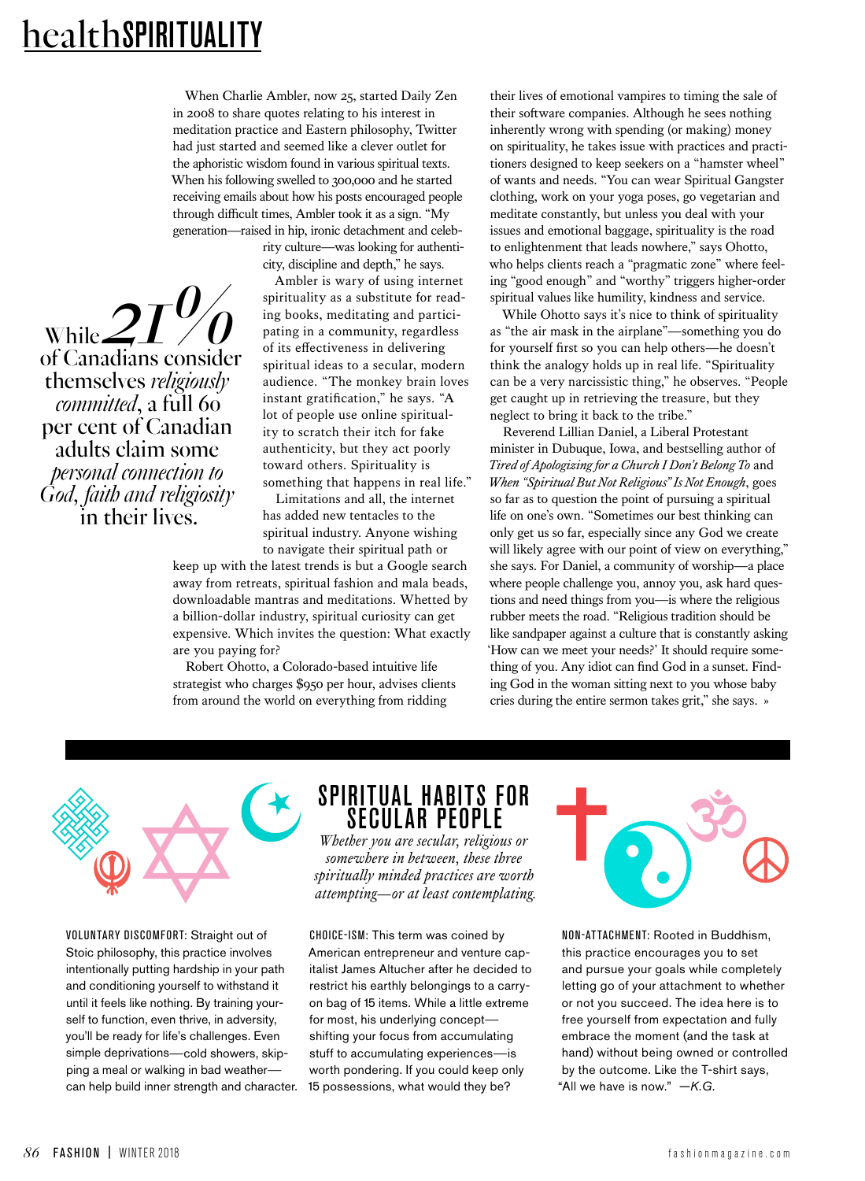When Charlie Ambler, now 25, started Daily Zen in 2008 to share quotes relating to his interest in meditation practice and Eastern philosophy, Twitter had just started and seemed like a clever outlet for the aphoristic wisdom found in various spiritual texts. When his following swelled to 300,000 and he started receiving emails about how his posts encouraged people through difficult times, Ambler took it as a sign. "My generation—raised in hip, ironic detachment and celebrity culture—was looking for authenticity, discipline and depth," he says.

> While *21%* of Canadians consider themselves *religiously committed*, a full 60 per cent of Canadian adults claim some *personal connection to God, faith and religiosity* in their lives.

Ambler is wary of using internet spirituality as a substitute for reading books, meditating and participating in a community, regardless of its effectiveness in delivering spiritual ideas to a secular, modern audience. "The monkey brain loves instant gratification," he says. "A lot of people use online spirituality to scratch their itch for fake authenticity, but they act poorly toward others. Spirituality is something that happens in real life."

Limitations and all, the internet has added new tentacles to the spiritual industry. Anyone wishing to navigate their spiritual path or keep up with the latest trends is but a Google search away from retreats, spiritual fashion and mala beads, downloadable mantras and meditations. Whetted by a billion-dollar industry, spiritual curiosity can get expensive. Which invites the question: What exactly are you paying for?

Robert Ohotto, a Colorado-based intuitive life strategist who charges $950 per hour, advises clients from around the world on everything from ridding their lives of emotional vampires to timing the sale of their software companies. Although he sees nothing inherently wrong with spending (or making) money on spirituality, he takes issue with practices and practitioners designed to keep seekers on a "hamster wheel" of wants and needs. "You can wear Spiritual Gangster clothing, work on your yoga poses, go vegetarian and meditate constantly, but unless you deal with your issues and emotional baggage, spirituality is the road to enlightenment that leads nowhere," says Ohotto, who helps clients reach a "pragmatic zone" where feeling "good enough" and "worthy" triggers higher-order spiritual values like humility, kindness and service.

While Ohotto says it's nice to think of spirituality as "the air mask in the airplane"—something you do for yourself first so you can help others—he doesn't think the analogy holds up in real life. "Spirituality can be a very narcissistic thing," he observes. "People get caught up in retrieving the treasure, but they neglect to bring it back to the tribe."

Reverend Lillian Daniel, a Liberal Protestant minister in Dubuque, Iowa, and bestselling author of *Tired of Apologizing for a Church I Don't Belong To* and *When "Spiritual But Not Religious" Is Not Enough*, goes so far as to question the point of pursuing a spiritual life on one's own. "Sometimes our best thinking can only get us so far, especially since any God we create will likely agree with our point of view on everything," she says. For Daniel, a community of worship—a place where people challenge you, annoy you, ask hard questions and need things from you—is where the religious rubber meets the road. "Religious tradition should be like sandpaper against a culture that is constantly asking 'How can we meet your needs?' It should require something of you. Any idiot can find God in a sunset. Finding God in the woman sitting next to you whose baby cries during the entire sermon takes grit," she says. »

## SPIRITUAL HABITS FOR SECULAR PEOPLE

*Whether you are secular, religious or somewhere in between, these three spiritually minded practices are worth attempting—or at least contemplating.*

**VOLUNTARY DISCOMFORT:** Straight out of Stoic philosophy, this practice involves intentionally putting hardship in your path and conditioning yourself to withstand it until it feels like nothing. By training yourself to function, even thrive, in adversity, you'll be ready for life's challenges. Even simple deprivations—cold showers, skipping a meal or walking in bad weather—can help build inner strength and character.

**CHOICE-ISM:** This term was coined by American entrepreneur and venture capitalist James Altucher after he decided to restrict his earthly belongings to a carry-on bag of 15 items. While a little extreme for most, his underlying concept—shifting your focus from accumulating stuff to accumulating experiences—is worth pondering. If you could keep only 15 possessions, what would they be?

**NON-ATTACHMENT:** Rooted in Buddhism, this practice encourages you to set and pursue your goals while completely letting go of your attachment to whether or not you succeed. The idea here is to free yourself from expectation and fully embrace the moment (and the task at hand) without being owned or controlled by the outcome. Like the T-shirt says, "All we have is now." —*K.G.*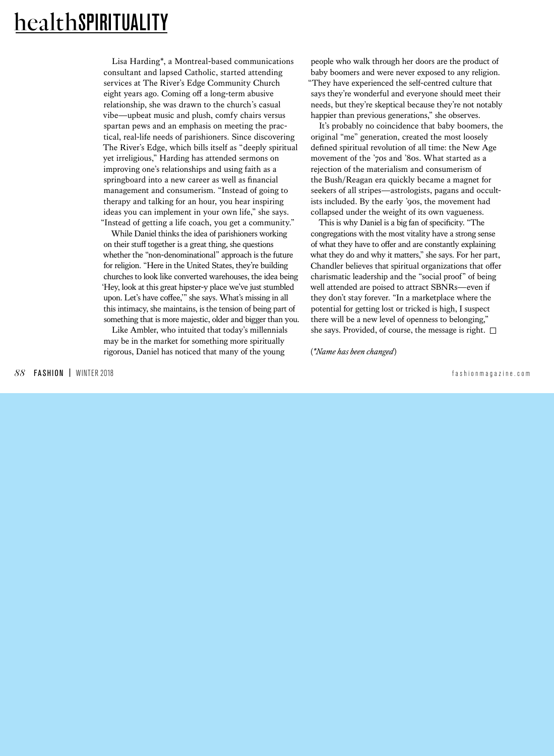Lisa Harding*, a Montreal-based communications consultant and lapsed Catholic, started attending services at The River's Edge Community Church eight years ago. Coming off a long-term abusive relationship, she was drawn to the church's casual vibe—upbeat music and plush, comfy chairs versus spartan pews and an emphasis on meeting the practical, real-life needs of parishioners. Since discovering The River's Edge, which bills itself as "deeply spiritual yet irreligious," Harding has attended sermons on improving one's relationships and using faith as a springboard into a new career as well as financial management and consumerism. "Instead of going to therapy and talking for an hour, you hear inspiring ideas you can implement in your own life," she says. "Instead of getting a life coach, you get a community."

While Daniel thinks the idea of parishioners working on their stuff together is a great thing, she questions whether the "non-denominational" approach is the future for religion. "Here in the United States, they're building churches to look like converted warehouses, the idea being 'Hey, look at this great hipster-y place we've just stumbled upon. Let's have coffee,'" she says. What's missing in all this intimacy, she maintains, is the tension of being part of something that is more majestic, older and bigger than you.

Like Ambler, who intuited that today's millennials may be in the market for something more spiritually rigorous, Daniel has noticed that many of the young people who walk through her doors are the product of baby boomers and were never exposed to any religion. "They have experienced the self-centred culture that says they're wonderful and everyone should meet their needs, but they're skeptical because they're not notably happier than previous generations," she observes.

It's probably no coincidence that baby boomers, the original "me" generation, created the most loosely defined spiritual revolution of all time: the New Age movement of the '70s and '80s. What started as a rejection of the materialism and consumerism of the Bush/Reagan era quickly became a magnet for seekers of all stripes—astrologists, pagans and occultists included. By the early '90s, the movement had collapsed under the weight of its own vagueness.

This is why Daniel is a big fan of specificity. "The congregations with the most vitality have a strong sense of what they have to offer and are constantly explaining what they do and why it matters," she says. For her part, Chandler believes that spiritual organizations that offer charismatic leadership and the "social proof" of being well attended are poised to attract SBNRs—even if they don't stay forever. "In a marketplace where the potential for getting lost or tricked is high, I suspect there will be a new level of openness to belonging," she says. Provided, of course, the message is right. □

(*\*Name has been changed*)